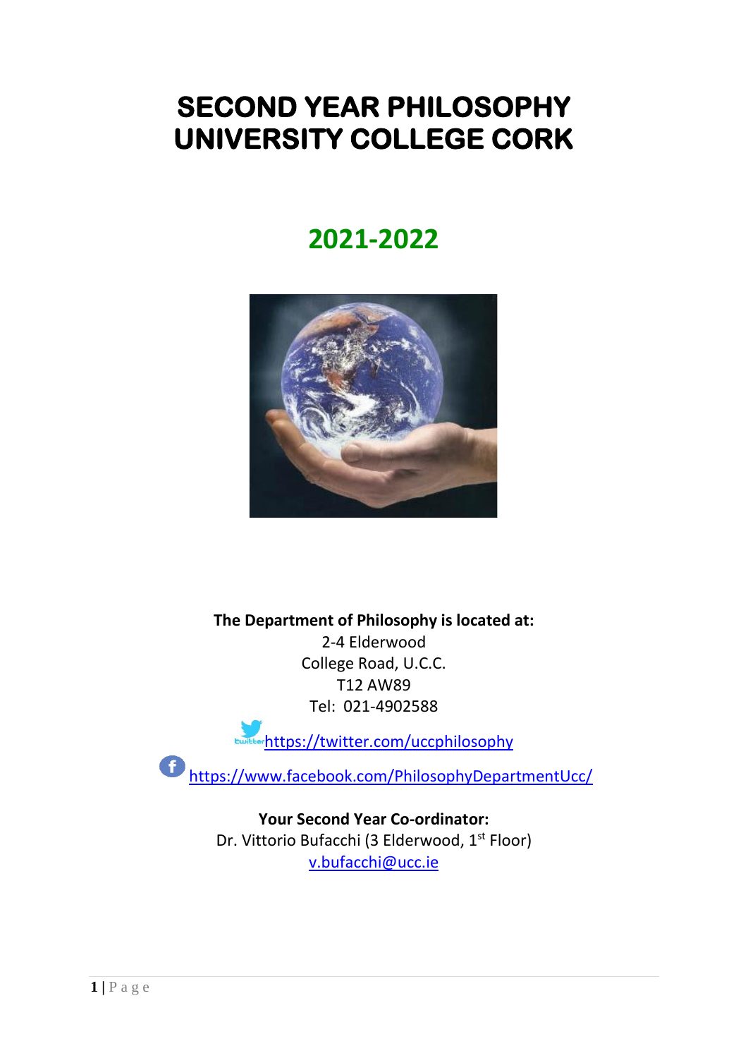# SECOND YEAR PHILOSOPHY
# UNIVERSITY COLLEGE CORK

## 2021-2022

**The Department of Philosophy is located at:**
2-4 Elderwood
College Road, U.C.C.
T12 AW89
Tel: 021-4902588

https://twitter.com/uccphilosophy

https://www.facebook.com/PhilosophyDepartmentUcc/

**Your Second Year Co-ordinator:**
Dr. Vittorio Bufacchi (3 Elderwood, 1st Floor)
v.bufacchi@ucc.ie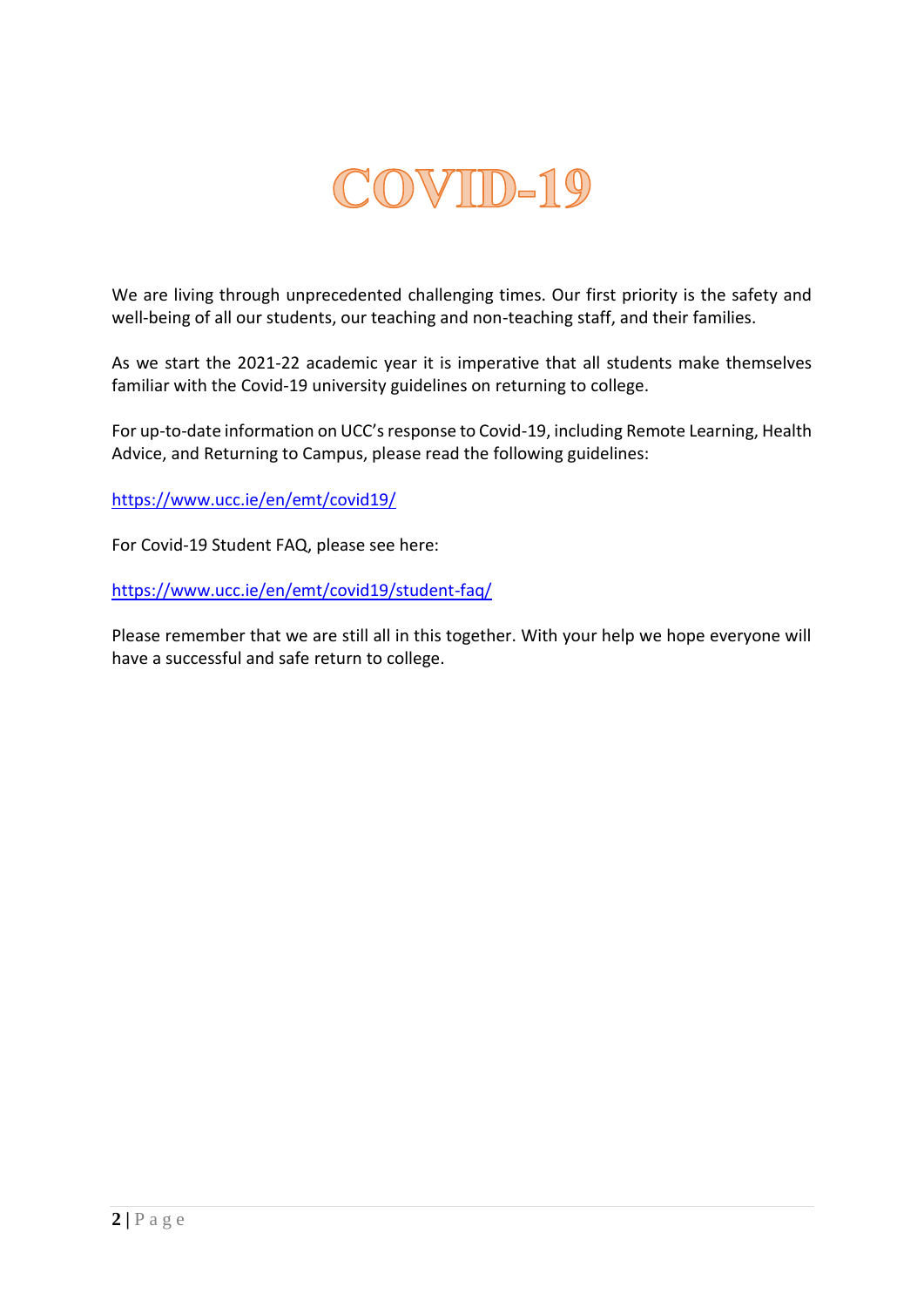# COVID-19

We are living through unprecedented challenging times. Our first priority is the safety and well-being of all our students, our teaching and non-teaching staff, and their families.

As we start the 2021-22 academic year it is imperative that all students make themselves familiar with the Covid-19 university guidelines on returning to college.

For up-to-date information on UCC's response to Covid-19, including Remote Learning, Health Advice, and Returning to Campus, please read the following guidelines:

https://www.ucc.ie/en/emt/covid19/

For Covid-19 Student FAQ, please see here:

https://www.ucc.ie/en/emt/covid19/student-faq/

Please remember that we are still all in this together. With your help we hope everyone will have a successful and safe return to college.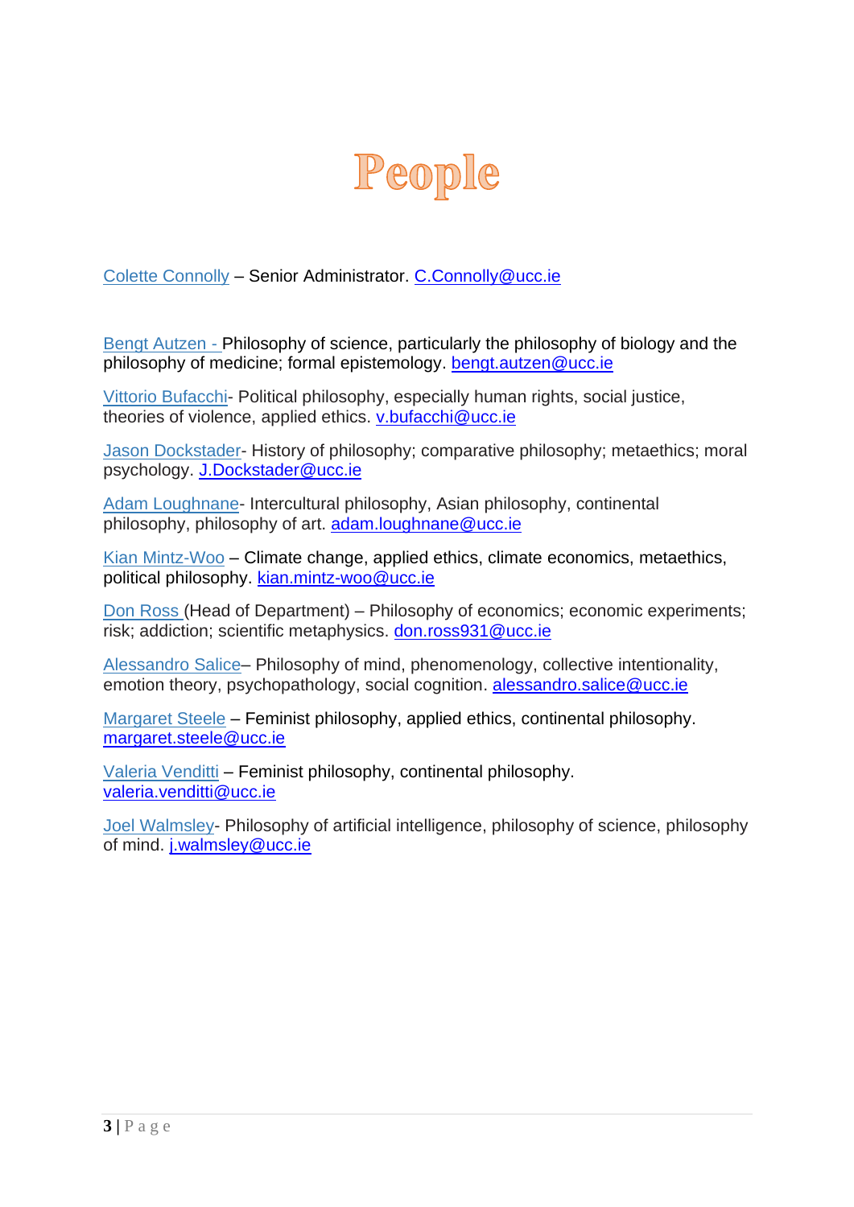# People

Colette Connolly – Senior Administrator. C.Connolly@ucc.ie

Bengt Autzen - Philosophy of science, particularly the philosophy of biology and the philosophy of medicine; formal epistemology. bengt.autzen@ucc.ie

Vittorio Bufacchi- Political philosophy, especially human rights, social justice, theories of violence, applied ethics. v.bufacchi@ucc.ie

Jason Dockstader- History of philosophy; comparative philosophy; metaethics; moral psychology. J.Dockstader@ucc.ie

Adam Loughnane- Intercultural philosophy, Asian philosophy, continental philosophy, philosophy of art. adam.loughnane@ucc.ie

Kian Mintz-Woo – Climate change, applied ethics, climate economics, metaethics, political philosophy. kian.mintz-woo@ucc.ie

Don Ross (Head of Department) – Philosophy of economics; economic experiments; risk; addiction; scientific metaphysics. don.ross931@ucc.ie

Alessandro Salice– Philosophy of mind, phenomenology, collective intentionality, emotion theory, psychopathology, social cognition. alessandro.salice@ucc.ie

Margaret Steele – Feminist philosophy, applied ethics, continental philosophy. margaret.steele@ucc.ie

Valeria Venditti – Feminist philosophy, continental philosophy. valeria.venditti@ucc.ie

Joel Walmsley- Philosophy of artificial intelligence, philosophy of science, philosophy of mind. j.walmsley@ucc.ie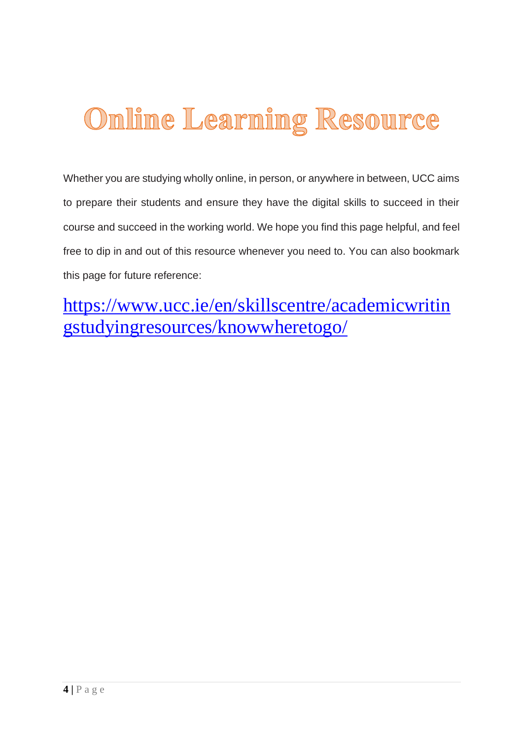# Online Learning Resource

Whether you are studying wholly online, in person, or anywhere in between, UCC aims to prepare their students and ensure they have the digital skills to succeed in their course and succeed in the working world. We hope you find this page helpful, and feel free to dip in and out of this resource whenever you need to. You can also bookmark this page for future reference:

https://www.ucc.ie/en/skillscentre/academicwritingstudyingresources/knowwheretogo/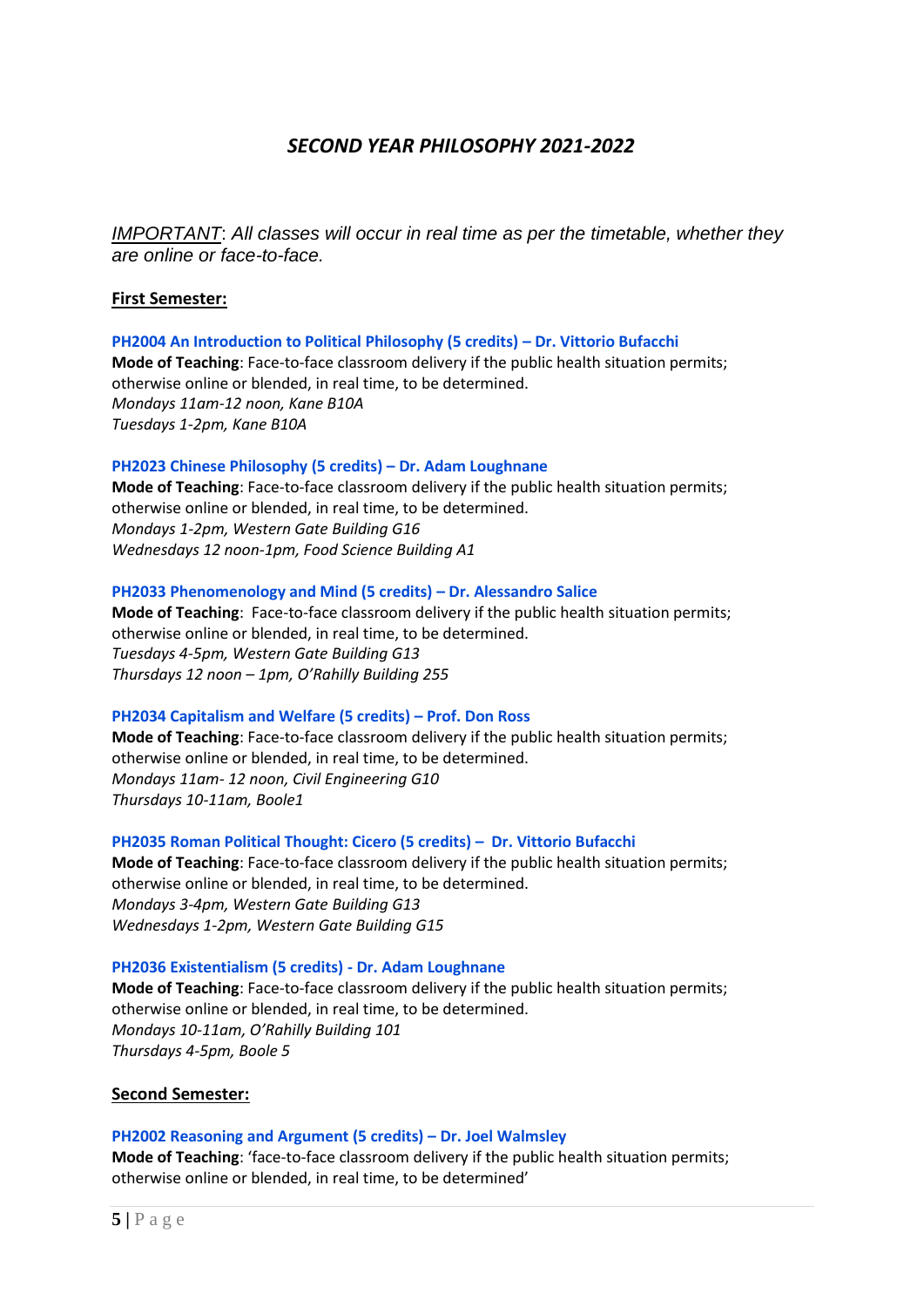## *SECOND YEAR PHILOSOPHY 2021-2022*

*IMPORTANT: All classes will occur in real time as per the timetable, whether they are online or face-to-face.*

### First Semester:

**PH2004 An Introduction to Political Philosophy (5 credits) – Dr. Vittorio Bufacchi**
**Mode of Teaching**: Face-to-face classroom delivery if the public health situation permits; otherwise online or blended, in real time, to be determined.
*Mondays 11am-12 noon, Kane B10A*
*Tuesdays 1-2pm, Kane B10A*

**PH2023 Chinese Philosophy (5 credits) – Dr. Adam Loughnane**
**Mode of Teaching**: Face-to-face classroom delivery if the public health situation permits; otherwise online or blended, in real time, to be determined.
*Mondays 1-2pm, Western Gate Building G16*
*Wednesdays 12 noon-1pm, Food Science Building A1*

**PH2033 Phenomenology and Mind (5 credits) – Dr. Alessandro Salice**
**Mode of Teaching**: Face-to-face classroom delivery if the public health situation permits; otherwise online or blended, in real time, to be determined.
*Tuesdays 4-5pm, Western Gate Building G13*
*Thursdays 12 noon – 1pm, O'Rahilly Building 255*

**PH2034 Capitalism and Welfare (5 credits) – Prof. Don Ross**
**Mode of Teaching**: Face-to-face classroom delivery if the public health situation permits; otherwise online or blended, in real time, to be determined.
*Mondays 11am- 12 noon, Civil Engineering G10*
*Thursdays 10-11am, Boole1*

**PH2035 Roman Political Thought: Cicero (5 credits) – Dr. Vittorio Bufacchi**
**Mode of Teaching**: Face-to-face classroom delivery if the public health situation permits; otherwise online or blended, in real time, to be determined.
*Mondays 3-4pm, Western Gate Building G13*
*Wednesdays 1-2pm, Western Gate Building G15*

**PH2036 Existentialism (5 credits) - Dr. Adam Loughnane**
**Mode of Teaching**: Face-to-face classroom delivery if the public health situation permits; otherwise online or blended, in real time, to be determined.
*Mondays 10-11am, O'Rahilly Building 101*
*Thursdays 4-5pm, Boole 5*

### Second Semester:

**PH2002 Reasoning and Argument (5 credits) – Dr. Joel Walmsley**
**Mode of Teaching**: 'face-to-face classroom delivery if the public health situation permits; otherwise online or blended, in real time, to be determined'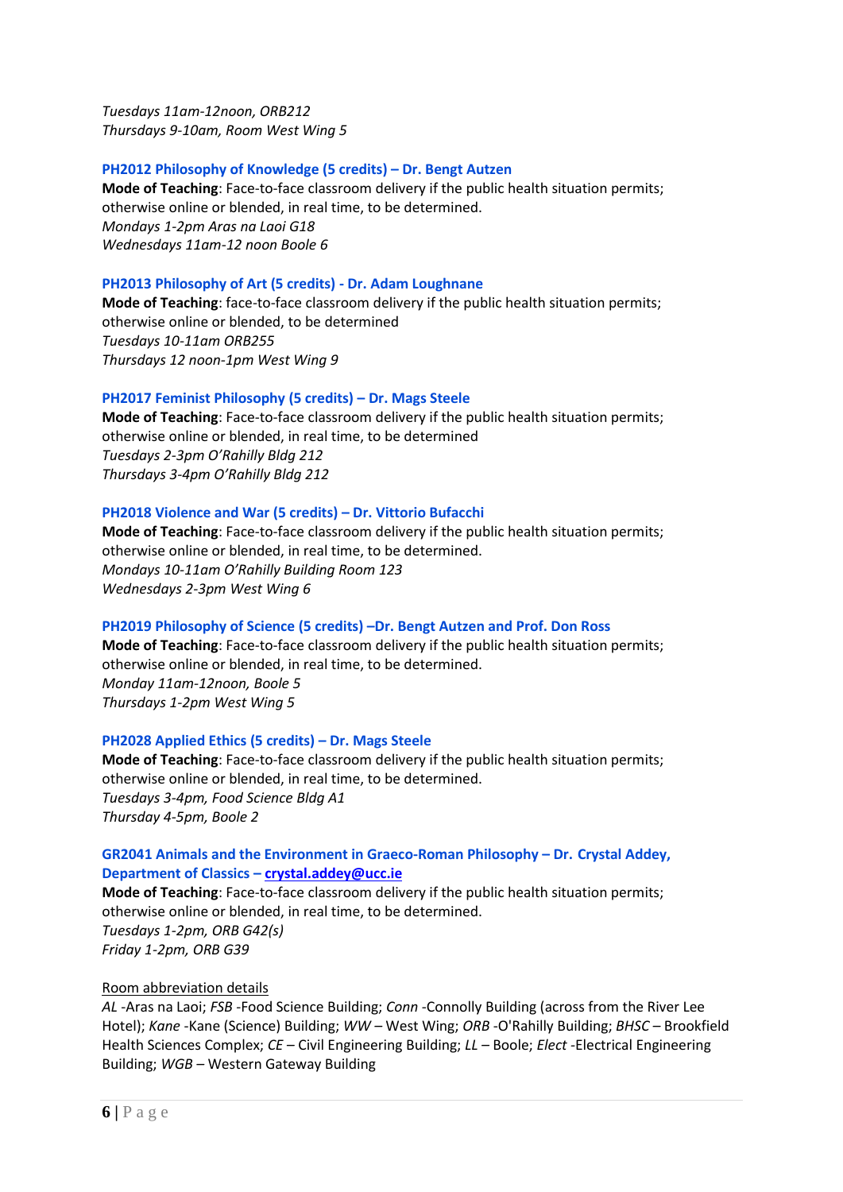*Tuesdays 11am-12noon, ORB212*
*Thursdays 9-10am, Room West Wing 5*

### PH2012 Philosophy of Knowledge (5 credits) – Dr. Bengt Autzen

**Mode of Teaching**: Face-to-face classroom delivery if the public health situation permits; otherwise online or blended, in real time, to be determined.
*Mondays 1-2pm Aras na Laoi G18*
*Wednesdays 11am-12 noon Boole 6*

### PH2013 Philosophy of Art (5 credits) - Dr. Adam Loughnane

**Mode of Teaching**: face-to-face classroom delivery if the public health situation permits; otherwise online or blended, to be determined
*Tuesdays 10-11am ORB255*
*Thursdays 12 noon-1pm West Wing 9*

### PH2017 Feminist Philosophy (5 credits) – Dr. Mags Steele

**Mode of Teaching**: Face-to-face classroom delivery if the public health situation permits; otherwise online or blended, in real time, to be determined
*Tuesdays 2-3pm O'Rahilly Bldg 212*
*Thursdays 3-4pm O'Rahilly Bldg 212*

### PH2018 Violence and War (5 credits) – Dr. Vittorio Bufacchi

**Mode of Teaching**: Face-to-face classroom delivery if the public health situation permits; otherwise online or blended, in real time, to be determined.
*Mondays 10-11am O'Rahilly Building Room 123*
*Wednesdays 2-3pm West Wing 6*

### PH2019 Philosophy of Science (5 credits) –Dr. Bengt Autzen and Prof. Don Ross

**Mode of Teaching**: Face-to-face classroom delivery if the public health situation permits; otherwise online or blended, in real time, to be determined.
*Monday 11am-12noon, Boole 5*
*Thursdays 1-2pm West Wing 5*

### PH2028 Applied Ethics (5 credits) – Dr. Mags Steele

**Mode of Teaching**: Face-to-face classroom delivery if the public health situation permits; otherwise online or blended, in real time, to be determined.
*Tuesdays 3-4pm, Food Science Bldg A1*
*Thursday 4-5pm, Boole 2*

### GR2041 Animals and the Environment in Graeco-Roman Philosophy – Dr. Crystal Addey, Department of Classics – crystal.addey@ucc.ie

**Mode of Teaching**: Face-to-face classroom delivery if the public health situation permits; otherwise online or blended, in real time, to be determined.
*Tuesdays 1-2pm, ORB G42(s)*
*Friday 1-2pm, ORB G39*

Room abbreviation details

*AL* -Aras na Laoi; *FSB* -Food Science Building; *Conn* -Connolly Building (across from the River Lee Hotel); *Kane* -Kane (Science) Building; *WW* – West Wing; *ORB* -O'Rahilly Building; *BHSC* – Brookfield Health Sciences Complex; *CE* – Civil Engineering Building; *LL* – Boole; *Elect* -Electrical Engineering Building; *WGB* – Western Gateway Building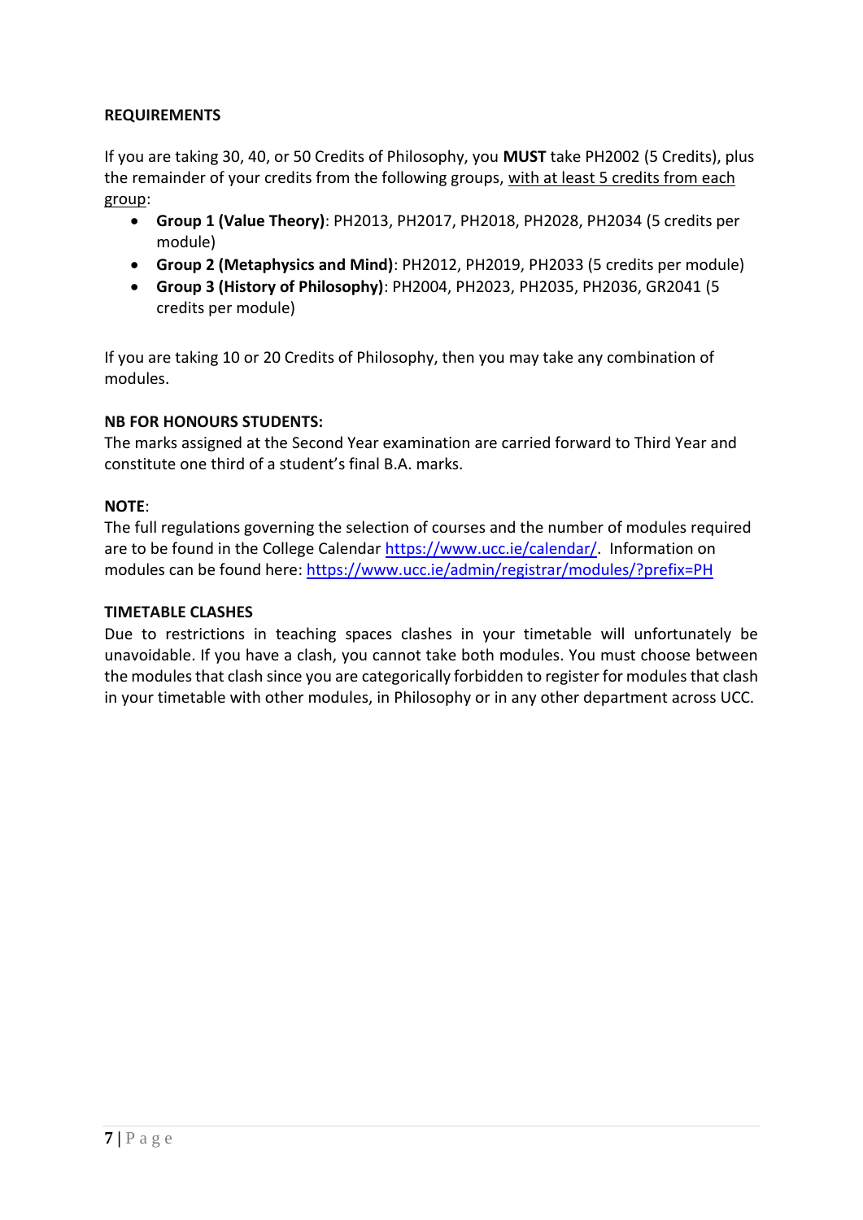**REQUIREMENTS**

If you are taking 30, 40, or 50 Credits of Philosophy, you **MUST** take PH2002 (5 Credits), plus the remainder of your credits from the following groups, <u>with at least 5 credits from each group</u>:

- **Group 1 (Value Theory)**: PH2013, PH2017, PH2018, PH2028, PH2034 (5 credits per module)
- **Group 2 (Metaphysics and Mind)**: PH2012, PH2019, PH2033 (5 credits per module)
- **Group 3 (History of Philosophy)**: PH2004, PH2023, PH2035, PH2036, GR2041 (5 credits per module)

If you are taking 10 or 20 Credits of Philosophy, then you may take any combination of modules.

**NB FOR HONOURS STUDENTS:**
The marks assigned at the Second Year examination are carried forward to Third Year and constitute one third of a student's final B.A. marks.

**NOTE**:
The full regulations governing the selection of courses and the number of modules required are to be found in the College Calendar https://www.ucc.ie/calendar/. Information on modules can be found here: https://www.ucc.ie/admin/registrar/modules/?prefix=PH

**TIMETABLE CLASHES**
Due to restrictions in teaching spaces clashes in your timetable will unfortunately be unavoidable. If you have a clash, you cannot take both modules. You must choose between the modules that clash since you are categorically forbidden to register for modules that clash in your timetable with other modules, in Philosophy or in any other department across UCC.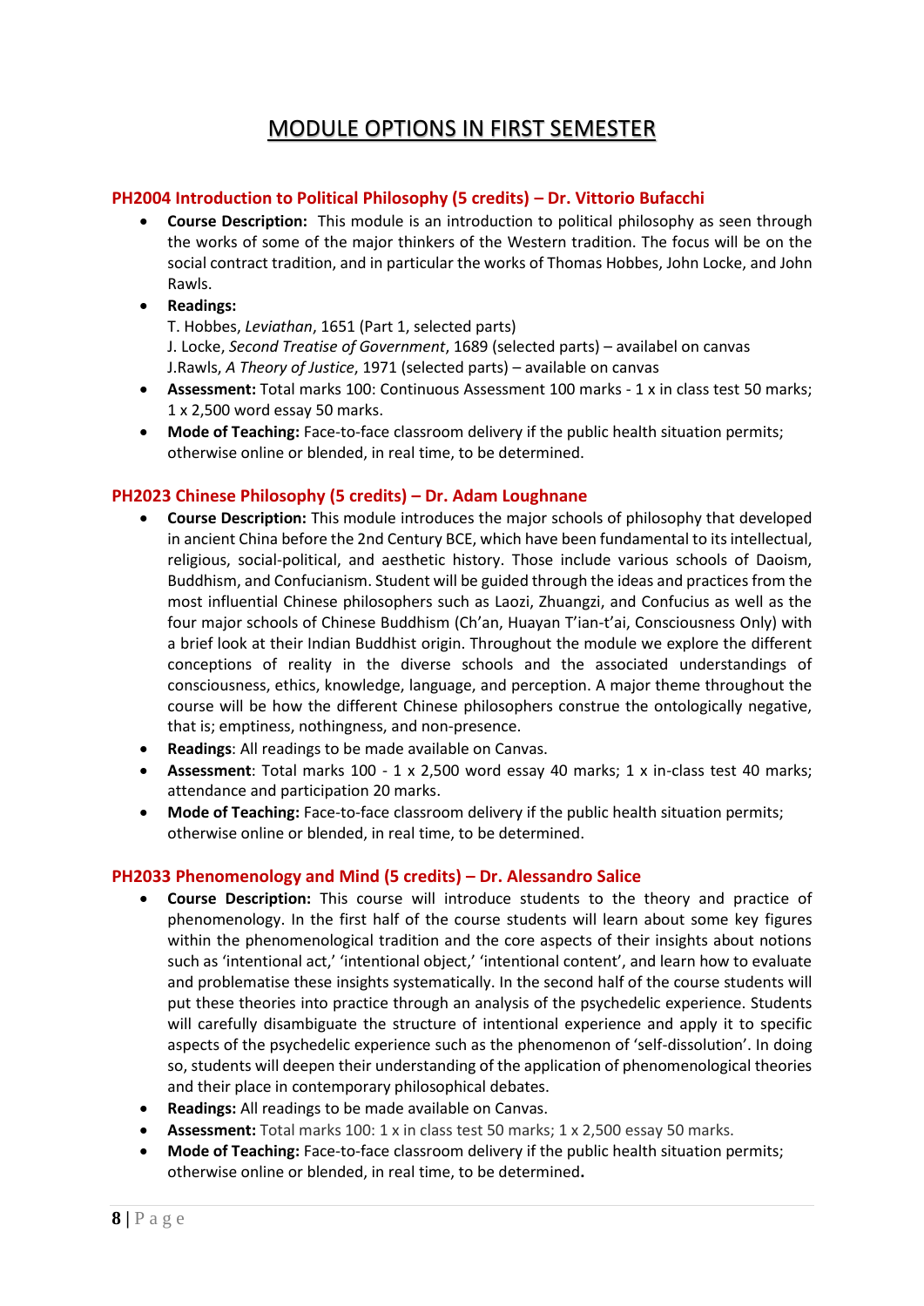# MODULE OPTIONS IN FIRST SEMESTER

### PH2004 Introduction to Political Philosophy (5 credits) – Dr. Vittorio Bufacchi

- **Course Description:** This module is an introduction to political philosophy as seen through the works of some of the major thinkers of the Western tradition. The focus will be on the social contract tradition, and in particular the works of Thomas Hobbes, John Locke, and John Rawls.
- **Readings:**
  T. Hobbes, *Leviathan*, 1651 (Part 1, selected parts)
  J. Locke, *Second Treatise of Government*, 1689 (selected parts) – availabel on canvas
  J.Rawls, *A Theory of Justice*, 1971 (selected parts) – available on canvas
- **Assessment:** Total marks 100: Continuous Assessment 100 marks - 1 x in class test 50 marks; 1 x 2,500 word essay 50 marks.
- **Mode of Teaching:** Face-to-face classroom delivery if the public health situation permits; otherwise online or blended, in real time, to be determined.

### PH2023 Chinese Philosophy (5 credits) – Dr. Adam Loughnane

- **Course Description:** This module introduces the major schools of philosophy that developed in ancient China before the 2nd Century BCE, which have been fundamental to its intellectual, religious, social-political, and aesthetic history. Those include various schools of Daoism, Buddhism, and Confucianism. Student will be guided through the ideas and practices from the most influential Chinese philosophers such as Laozi, Zhuangzi, and Confucius as well as the four major schools of Chinese Buddhism (Ch'an, Huayan T'ian-t'ai, Consciousness Only) with a brief look at their Indian Buddhist origin. Throughout the module we explore the different conceptions of reality in the diverse schools and the associated understandings of consciousness, ethics, knowledge, language, and perception. A major theme throughout the course will be how the different Chinese philosophers construe the ontologically negative, that is; emptiness, nothingness, and non-presence.
- **Readings**: All readings to be made available on Canvas.
- **Assessment**: Total marks 100 - 1 x 2,500 word essay 40 marks; 1 x in-class test 40 marks; attendance and participation 20 marks.
- **Mode of Teaching:** Face-to-face classroom delivery if the public health situation permits; otherwise online or blended, in real time, to be determined.

### PH2033 Phenomenology and Mind (5 credits) – Dr. Alessandro Salice

- **Course Description:** This course will introduce students to the theory and practice of phenomenology. In the first half of the course students will learn about some key figures within the phenomenological tradition and the core aspects of their insights about notions such as 'intentional act,' 'intentional object,' 'intentional content', and learn how to evaluate and problematise these insights systematically. In the second half of the course students will put these theories into practice through an analysis of the psychedelic experience. Students will carefully disambiguate the structure of intentional experience and apply it to specific aspects of the psychedelic experience such as the phenomenon of 'self-dissolution'. In doing so, students will deepen their understanding of the application of phenomenological theories and their place in contemporary philosophical debates.
- **Readings:** All readings to be made available on Canvas.
- **Assessment:** Total marks 100: 1 x in class test 50 marks; 1 x 2,500 essay 50 marks.
- **Mode of Teaching:** Face-to-face classroom delivery if the public health situation permits; otherwise online or blended, in real time, to be determined.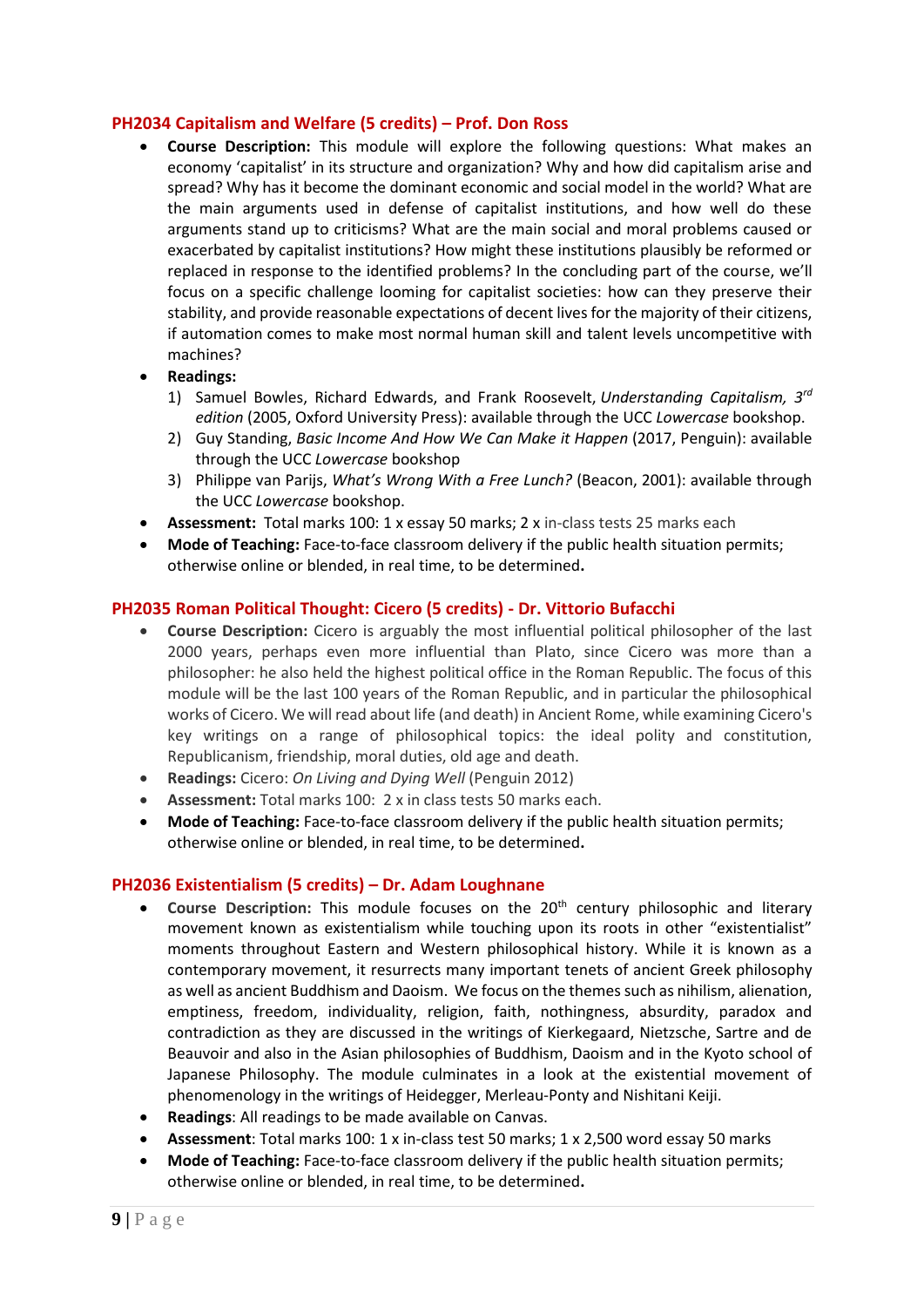### PH2034 Capitalism and Welfare (5 credits) – Prof. Don Ross

- **Course Description:** This module will explore the following questions: What makes an economy 'capitalist' in its structure and organization? Why and how did capitalism arise and spread? Why has it become the dominant economic and social model in the world? What are the main arguments used in defense of capitalist institutions, and how well do these arguments stand up to criticisms? What are the main social and moral problems caused or exacerbated by capitalist institutions? How might these institutions plausibly be reformed or replaced in response to the identified problems? In the concluding part of the course, we'll focus on a specific challenge looming for capitalist societies: how can they preserve their stability, and provide reasonable expectations of decent lives for the majority of their citizens, if automation comes to make most normal human skill and talent levels uncompetitive with machines?
- **Readings:**
  1) Samuel Bowles, Richard Edwards, and Frank Roosevelt, *Understanding Capitalism, 3rd edition* (2005, Oxford University Press): available through the UCC *Lowercase* bookshop.
  2) Guy Standing, *Basic Income And How We Can Make it Happen* (2017, Penguin): available through the UCC *Lowercase* bookshop
  3) Philippe van Parijs, *What's Wrong With a Free Lunch?* (Beacon, 2001): available through the UCC *Lowercase* bookshop.
- **Assessment:** Total marks 100: 1 x essay 50 marks; 2 x in-class tests 25 marks each
- **Mode of Teaching:** Face-to-face classroom delivery if the public health situation permits; otherwise online or blended, in real time, to be determined.

### PH2035 Roman Political Thought: Cicero (5 credits) - Dr. Vittorio Bufacchi

- **Course Description:** Cicero is arguably the most influential political philosopher of the last 2000 years, perhaps even more influential than Plato, since Cicero was more than a philosopher: he also held the highest political office in the Roman Republic. The focus of this module will be the last 100 years of the Roman Republic, and in particular the philosophical works of Cicero. We will read about life (and death) in Ancient Rome, while examining Cicero's key writings on a range of philosophical topics: the ideal polity and constitution, Republicanism, friendship, moral duties, old age and death.
- **Readings:** Cicero: *On Living and Dying Well* (Penguin 2012)
- **Assessment:** Total marks 100: 2 x in class tests 50 marks each.
- **Mode of Teaching:** Face-to-face classroom delivery if the public health situation permits; otherwise online or blended, in real time, to be determined.

### PH2036 Existentialism (5 credits) – Dr. Adam Loughnane

- **Course Description:** This module focuses on the 20th century philosophic and literary movement known as existentialism while touching upon its roots in other "existentialist" moments throughout Eastern and Western philosophical history. While it is known as a contemporary movement, it resurrects many important tenets of ancient Greek philosophy as well as ancient Buddhism and Daoism. We focus on the themes such as nihilism, alienation, emptiness, freedom, individuality, religion, faith, nothingness, absurdity, paradox and contradiction as they are discussed in the writings of Kierkegaard, Nietzsche, Sartre and de Beauvoir and also in the Asian philosophies of Buddhism, Daoism and in the Kyoto school of Japanese Philosophy. The module culminates in a look at the existential movement of phenomenology in the writings of Heidegger, Merleau-Ponty and Nishitani Keiji.
- **Readings**: All readings to be made available on Canvas.
- **Assessment**: Total marks 100: 1 x in-class test 50 marks; 1 x 2,500 word essay 50 marks
- **Mode of Teaching:** Face-to-face classroom delivery if the public health situation permits; otherwise online or blended, in real time, to be determined.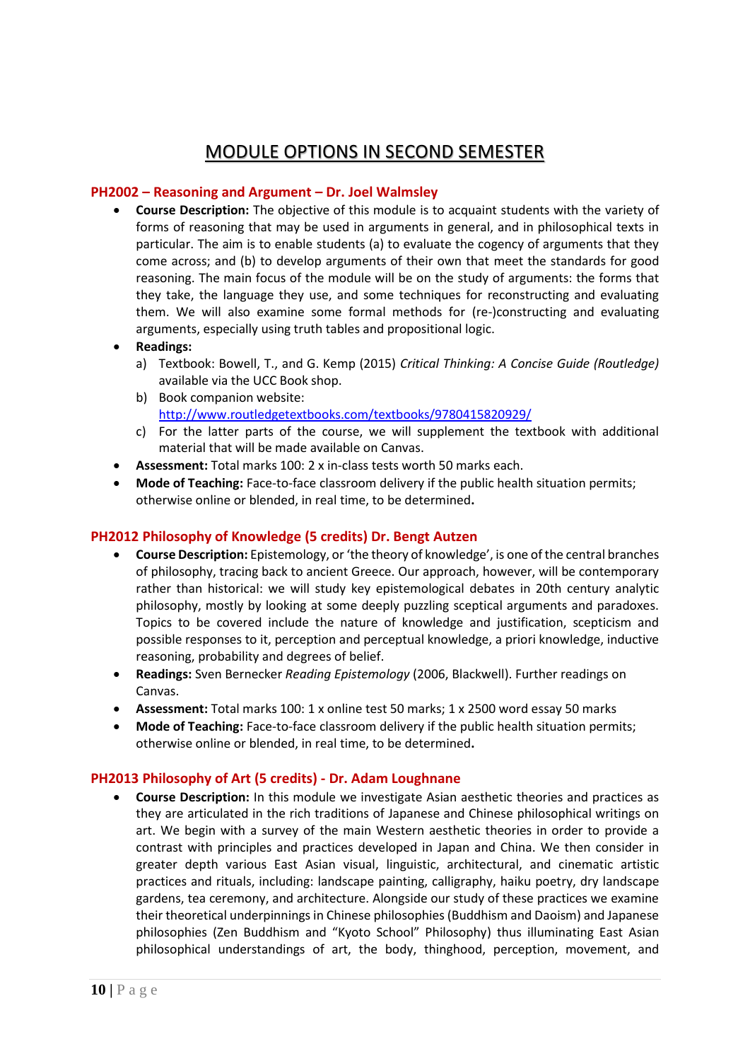# MODULE OPTIONS IN SECOND SEMESTER

## PH2002 – Reasoning and Argument – Dr. Joel Walmsley

- **Course Description:** The objective of this module is to acquaint students with the variety of forms of reasoning that may be used in arguments in general, and in philosophical texts in particular. The aim is to enable students (a) to evaluate the cogency of arguments that they come across; and (b) to develop arguments of their own that meet the standards for good reasoning. The main focus of the module will be on the study of arguments: the forms that they take, the language they use, and some techniques for reconstructing and evaluating them. We will also examine some formal methods for (re-)constructing and evaluating arguments, especially using truth tables and propositional logic.
- **Readings:**
  a) Textbook: Bowell, T., and G. Kemp (2015) *Critical Thinking: A Concise Guide (Routledge)* available via the UCC Book shop.
  b) Book companion website: http://www.routledgetextbooks.com/textbooks/9780415820929/
  c) For the latter parts of the course, we will supplement the textbook with additional material that will be made available on Canvas.
- **Assessment:** Total marks 100: 2 x in-class tests worth 50 marks each.
- **Mode of Teaching:** Face-to-face classroom delivery if the public health situation permits; otherwise online or blended, in real time, to be determined**.**

## PH2012 Philosophy of Knowledge (5 credits) Dr. Bengt Autzen

- **Course Description:** Epistemology, or 'the theory of knowledge', is one of the central branches of philosophy, tracing back to ancient Greece. Our approach, however, will be contemporary rather than historical: we will study key epistemological debates in 20th century analytic philosophy, mostly by looking at some deeply puzzling sceptical arguments and paradoxes. Topics to be covered include the nature of knowledge and justification, scepticism and possible responses to it, perception and perceptual knowledge, a priori knowledge, inductive reasoning, probability and degrees of belief.
- **Readings:** Sven Bernecker *Reading Epistemology* (2006, Blackwell). Further readings on Canvas.
- **Assessment:** Total marks 100: 1 x online test 50 marks; 1 x 2500 word essay 50 marks
- **Mode of Teaching:** Face-to-face classroom delivery if the public health situation permits; otherwise online or blended, in real time, to be determined**.**

## PH2013 Philosophy of Art (5 credits) - Dr. Adam Loughnane

- **Course Description:** In this module we investigate Asian aesthetic theories and practices as they are articulated in the rich traditions of Japanese and Chinese philosophical writings on art. We begin with a survey of the main Western aesthetic theories in order to provide a contrast with principles and practices developed in Japan and China. We then consider in greater depth various East Asian visual, linguistic, architectural, and cinematic artistic practices and rituals, including: landscape painting, calligraphy, haiku poetry, dry landscape gardens, tea ceremony, and architecture. Alongside our study of these practices we examine their theoretical underpinnings in Chinese philosophies (Buddhism and Daoism) and Japanese philosophies (Zen Buddhism and "Kyoto School" Philosophy) thus illuminating East Asian philosophical understandings of art, the body, thinghood, perception, movement, and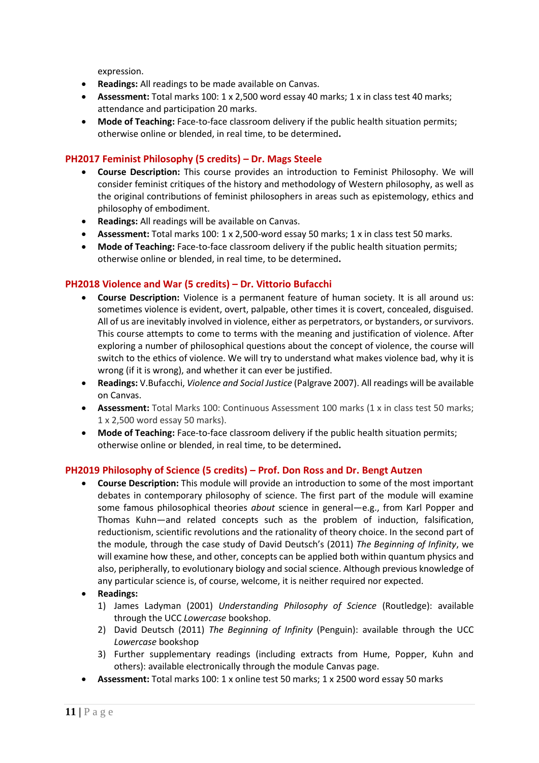expression.

- **Readings:** All readings to be made available on Canvas.
- **Assessment:** Total marks 100: 1 x 2,500 word essay 40 marks; 1 x in class test 40 marks; attendance and participation 20 marks.
- **Mode of Teaching:** Face-to-face classroom delivery if the public health situation permits; otherwise online or blended, in real time, to be determined**.**

### PH2017 Feminist Philosophy (5 credits) – Dr. Mags Steele

- **Course Description:** This course provides an introduction to Feminist Philosophy. We will consider feminist critiques of the history and methodology of Western philosophy, as well as the original contributions of feminist philosophers in areas such as epistemology, ethics and philosophy of embodiment.
- **Readings:** All readings will be available on Canvas.
- **Assessment:** Total marks 100: 1 x 2,500-word essay 50 marks; 1 x in class test 50 marks.
- **Mode of Teaching:** Face-to-face classroom delivery if the public health situation permits; otherwise online or blended, in real time, to be determined**.**

### PH2018 Violence and War (5 credits) – Dr. Vittorio Bufacchi

- **Course Description:** Violence is a permanent feature of human society. It is all around us: sometimes violence is evident, overt, palpable, other times it is covert, concealed, disguised. All of us are inevitably involved in violence, either as perpetrators, or bystanders, or survivors. This course attempts to come to terms with the meaning and justification of violence. After exploring a number of philosophical questions about the concept of violence, the course will switch to the ethics of violence. We will try to understand what makes violence bad, why it is wrong (if it is wrong), and whether it can ever be justified.
- **Readings:** V.Bufacchi, *Violence and Social Justice* (Palgrave 2007). All readings will be available on Canvas.
- **Assessment:** Total Marks 100: Continuous Assessment 100 marks (1 x in class test 50 marks; 1 x 2,500 word essay 50 marks).
- **Mode of Teaching:** Face-to-face classroom delivery if the public health situation permits; otherwise online or blended, in real time, to be determined**.**

### PH2019 Philosophy of Science (5 credits) – Prof. Don Ross and Dr. Bengt Autzen

- **Course Description:** This module will provide an introduction to some of the most important debates in contemporary philosophy of science. The first part of the module will examine some famous philosophical theories *about* science in general—e.g., from Karl Popper and Thomas Kuhn—and related concepts such as the problem of induction, falsification, reductionism, scientific revolutions and the rationality of theory choice. In the second part of the module, through the case study of David Deutsch's (2011) *The Beginning of Infinity*, we will examine how these, and other, concepts can be applied both within quantum physics and also, peripherally, to evolutionary biology and social science. Although previous knowledge of any particular science is, of course, welcome, it is neither required nor expected.
- **Readings:**
  1) James Ladyman (2001) *Understanding Philosophy of Science* (Routledge): available through the UCC *Lowercase* bookshop.
  2) David Deutsch (2011) *The Beginning of Infinity* (Penguin): available through the UCC *Lowercase* bookshop
  3) Further supplementary readings (including extracts from Hume, Popper, Kuhn and others): available electronically through the module Canvas page.
- **Assessment:** Total marks 100: 1 x online test 50 marks; 1 x 2500 word essay 50 marks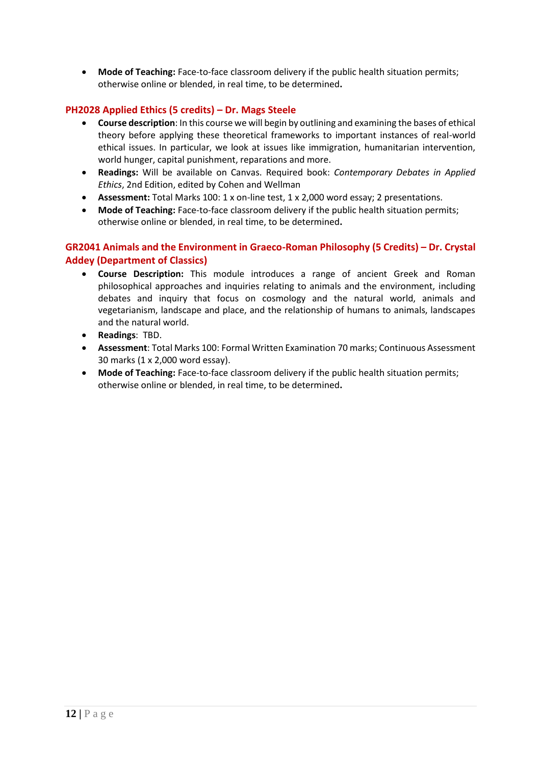- **Mode of Teaching:** Face-to-face classroom delivery if the public health situation permits; otherwise online or blended, in real time, to be determined**.**

### PH2028 Applied Ethics (5 credits) – Dr. Mags Steele

- **Course description**: In this course we will begin by outlining and examining the bases of ethical theory before applying these theoretical frameworks to important instances of real-world ethical issues. In particular, we look at issues like immigration, humanitarian intervention, world hunger, capital punishment, reparations and more.
- **Readings:** Will be available on Canvas. Required book: *Contemporary Debates in Applied Ethics*, 2nd Edition, edited by Cohen and Wellman
- **Assessment:** Total Marks 100: 1 x on-line test, 1 x 2,000 word essay; 2 presentations.
- **Mode of Teaching:** Face-to-face classroom delivery if the public health situation permits; otherwise online or blended, in real time, to be determined**.**

### GR2041 Animals and the Environment in Graeco-Roman Philosophy (5 Credits) – Dr. Crystal Addey (Department of Classics)

- **Course Description:** This module introduces a range of ancient Greek and Roman philosophical approaches and inquiries relating to animals and the environment, including debates and inquiry that focus on cosmology and the natural world, animals and vegetarianism, landscape and place, and the relationship of humans to animals, landscapes and the natural world.
- **Readings**: TBD.
- **Assessment**: Total Marks 100: Formal Written Examination 70 marks; Continuous Assessment 30 marks (1 x 2,000 word essay).
- **Mode of Teaching:** Face-to-face classroom delivery if the public health situation permits; otherwise online or blended, in real time, to be determined**.**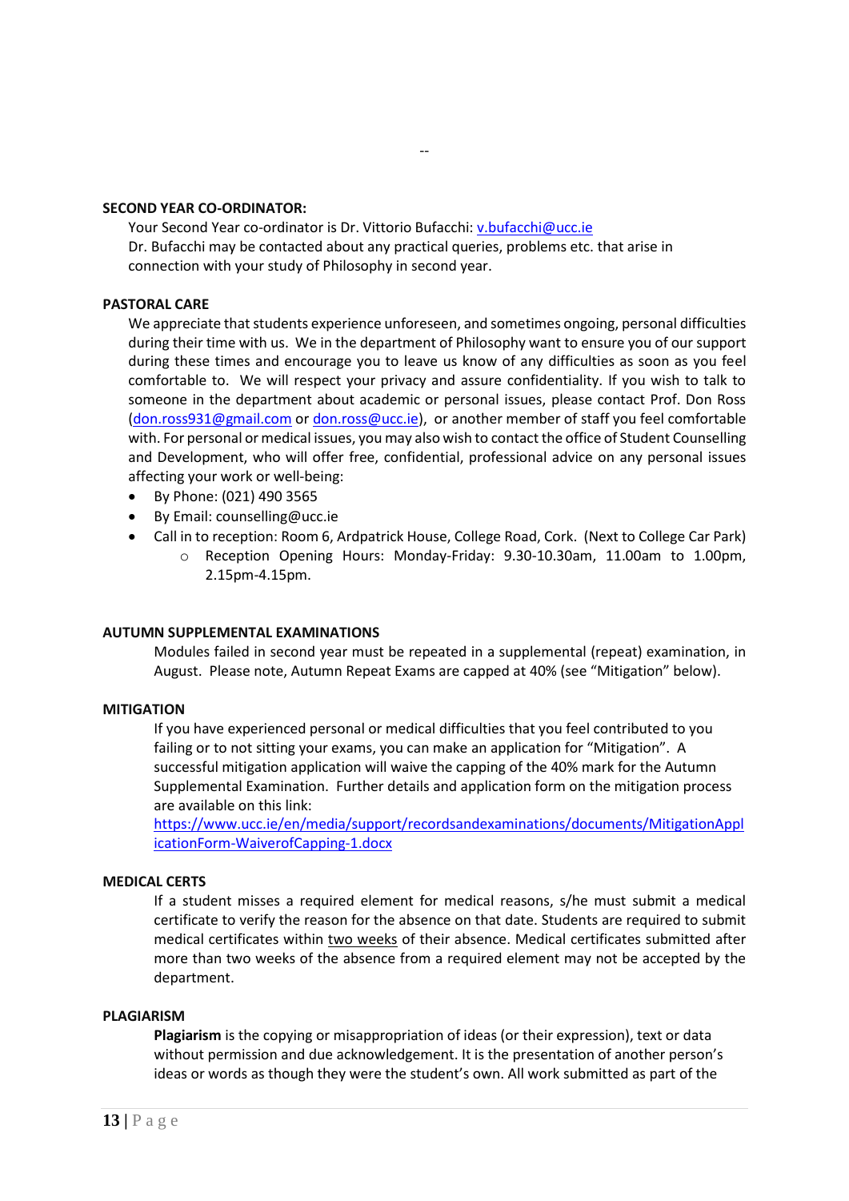--

**SECOND YEAR CO-ORDINATOR:**

Your Second Year co-ordinator is Dr. Vittorio Bufacchi: v.bufacchi@ucc.ie
Dr. Bufacchi may be contacted about any practical queries, problems etc. that arise in connection with your study of Philosophy in second year.

**PASTORAL CARE**

We appreciate that students experience unforeseen, and sometimes ongoing, personal difficulties during their time with us. We in the department of Philosophy want to ensure you of our support during these times and encourage you to leave us know of any difficulties as soon as you feel comfortable to. We will respect your privacy and assure confidentiality. If you wish to talk to someone in the department about academic or personal issues, please contact Prof. Don Ross (don.ross931@gmail.com or don.ross@ucc.ie), or another member of staff you feel comfortable with. For personal or medical issues, you may also wish to contact the office of Student Counselling and Development, who will offer free, confidential, professional advice on any personal issues affecting your work or well-being:

- By Phone: (021) 490 3565
- By Email: counselling@ucc.ie
- Call in to reception: Room 6, Ardpatrick House, College Road, Cork. (Next to College Car Park)
    - Reception Opening Hours: Monday-Friday: 9.30-10.30am, 11.00am to 1.00pm, 2.15pm-4.15pm.

**AUTUMN SUPPLEMENTAL EXAMINATIONS**

Modules failed in second year must be repeated in a supplemental (repeat) examination, in August. Please note, Autumn Repeat Exams are capped at 40% (see "Mitigation" below).

**MITIGATION**

If you have experienced personal or medical difficulties that you feel contributed to you failing or to not sitting your exams, you can make an application for "Mitigation". A successful mitigation application will waive the capping of the 40% mark for the Autumn Supplemental Examination. Further details and application form on the mitigation process are available on this link:
https://www.ucc.ie/en/media/support/recordsandexaminations/documents/MitigationApplicationForm-WaiverofCapping-1.docx

**MEDICAL CERTS**

If a student misses a required element for medical reasons, s/he must submit a medical certificate to verify the reason for the absence on that date. Students are required to submit medical certificates within two weeks of their absence. Medical certificates submitted after more than two weeks of the absence from a required element may not be accepted by the department.

**PLAGIARISM**

**Plagiarism** is the copying or misappropriation of ideas (or their expression), text or data without permission and due acknowledgement. It is the presentation of another person's ideas or words as though they were the student's own. All work submitted as part of the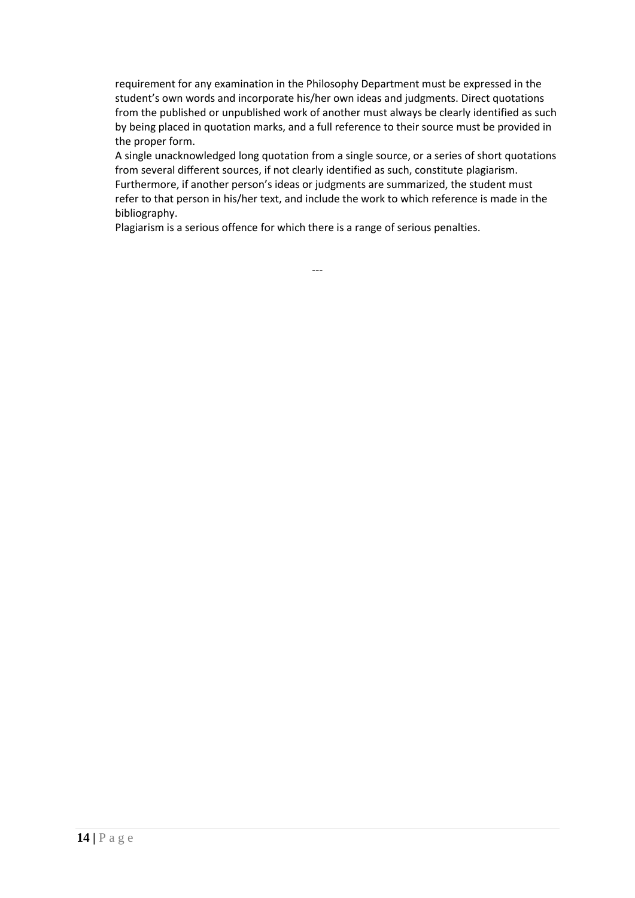requirement for any examination in the Philosophy Department must be expressed in the student's own words and incorporate his/her own ideas and judgments. Direct quotations from the published or unpublished work of another must always be clearly identified as such by being placed in quotation marks, and a full reference to their source must be provided in the proper form.

A single unacknowledged long quotation from a single source, or a series of short quotations from several different sources, if not clearly identified as such, constitute plagiarism. Furthermore, if another person's ideas or judgments are summarized, the student must refer to that person in his/her text, and include the work to which reference is made in the bibliography.

Plagiarism is a serious offence for which there is a range of serious penalties.

---